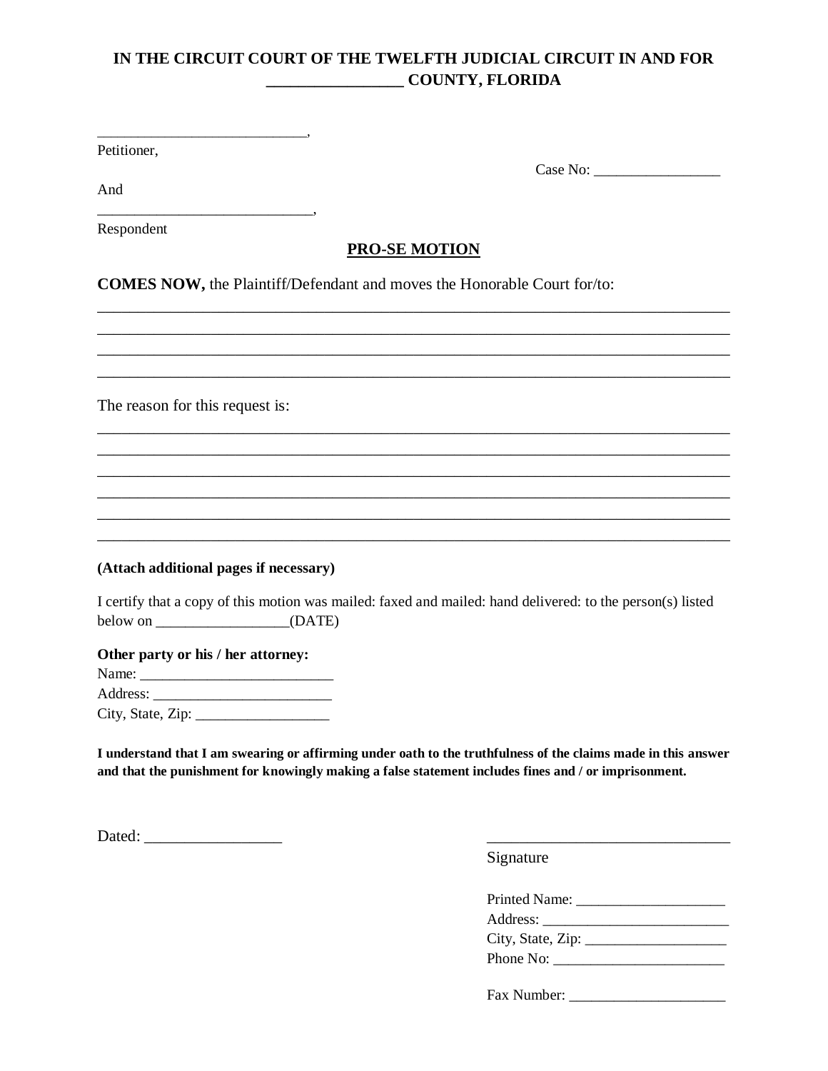**IN THE CIRCUIT COURT OF THE TWELFTH JUDICIAL CIRCUIT IN AND FOR _________________ COUNTY, FLORIDA**

____________________________,
Petitioner,

Case No: _________________

And

_____________________________,
Respondent

**PRO-SE MOTION**

**COMES NOW,** the Plaintiff/Defendant and moves the Honorable Court for/to:

________________________________________________________________________________
________________________________________________________________________________
________________________________________________________________________________
________________________________________________________________________________

The reason for this request is:

________________________________________________________________________________
________________________________________________________________________________
________________________________________________________________________________
________________________________________________________________________________
________________________________________________________________________________
________________________________________________________________________________

**(Attach additional pages if necessary)**

I certify that a copy of this motion was mailed: faxed and mailed: hand delivered: to the person(s) listed below on __________________(DATE)

**Other party or his / her attorney:**
Name: __________________________
Address: ________________________
City, State, Zip: __________________

**I understand that I am swearing or affirming under oath to the truthfulness of the claims made in this answer and that the punishment for knowingly making a false statement includes fines and / or imprisonment.**

Dated: _________________

________________________________
Signature

Printed Name: ____________________
Address: _________________________
City, State, Zip: ___________________
Phone No: _______________________

Fax Number: _____________________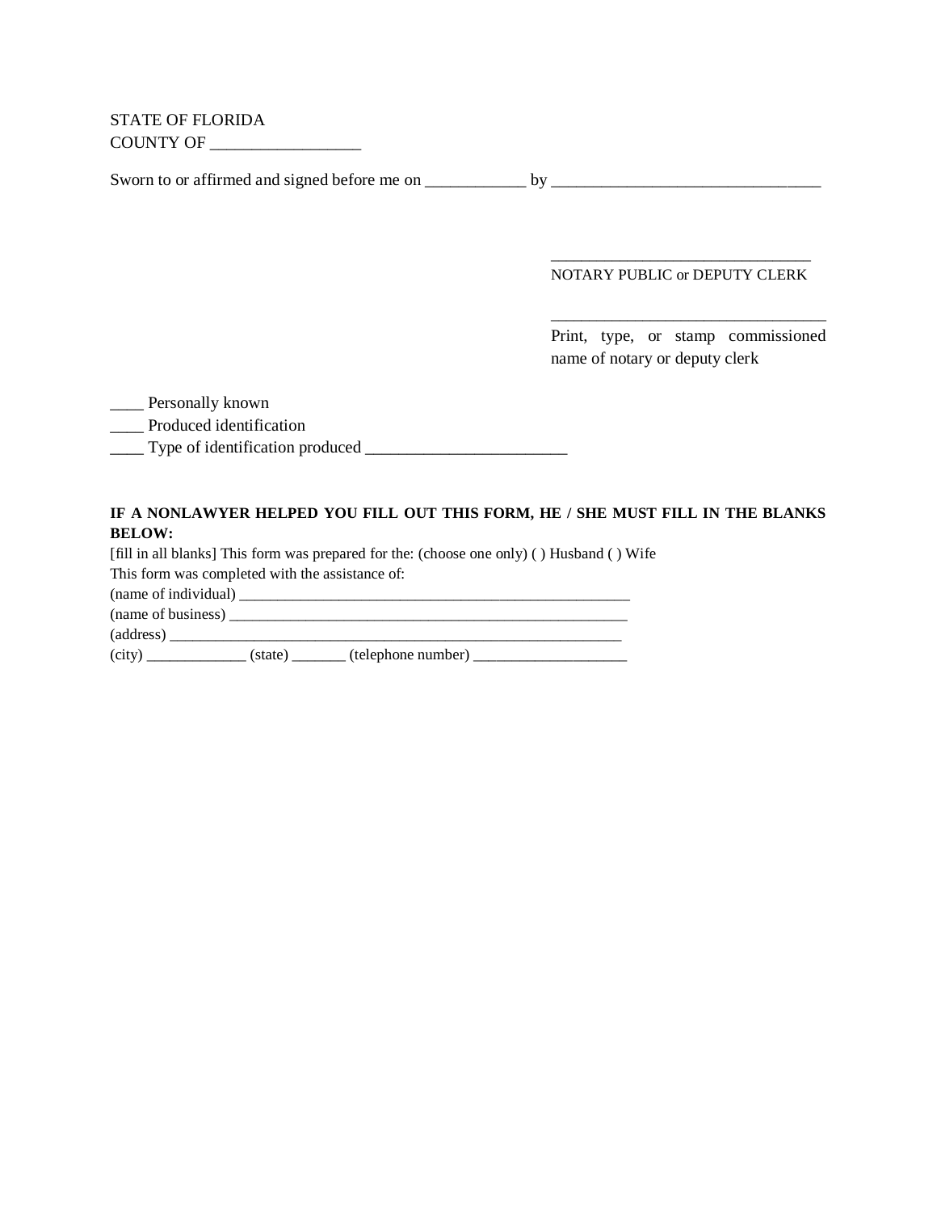STATE OF FLORIDA
COUNTY OF __________________

Sworn to or affirmed and signed before me on ____________ by ________________________________

________________________________
NOTARY PUBLIC or DEPUTY CLERK

__________________________________
Print, type, or stamp commissioned name of notary or deputy clerk

____ Personally known
____ Produced identification
____ Type of identification produced ________________________

**IF A NONLAWYER HELPED YOU FILL OUT THIS FORM, HE / SHE MUST FILL IN THE BLANKS BELOW:**

[fill in all blanks] This form was prepared for the: (choose one only) ( ) Husband ( ) Wife
This form was completed with the assistance of:
(name of individual) ______________________________________________________
(name of business) _______________________________________________________
(address) ______________________________________________________________
(city) _____________ (state) _______ (telephone number) ____________________